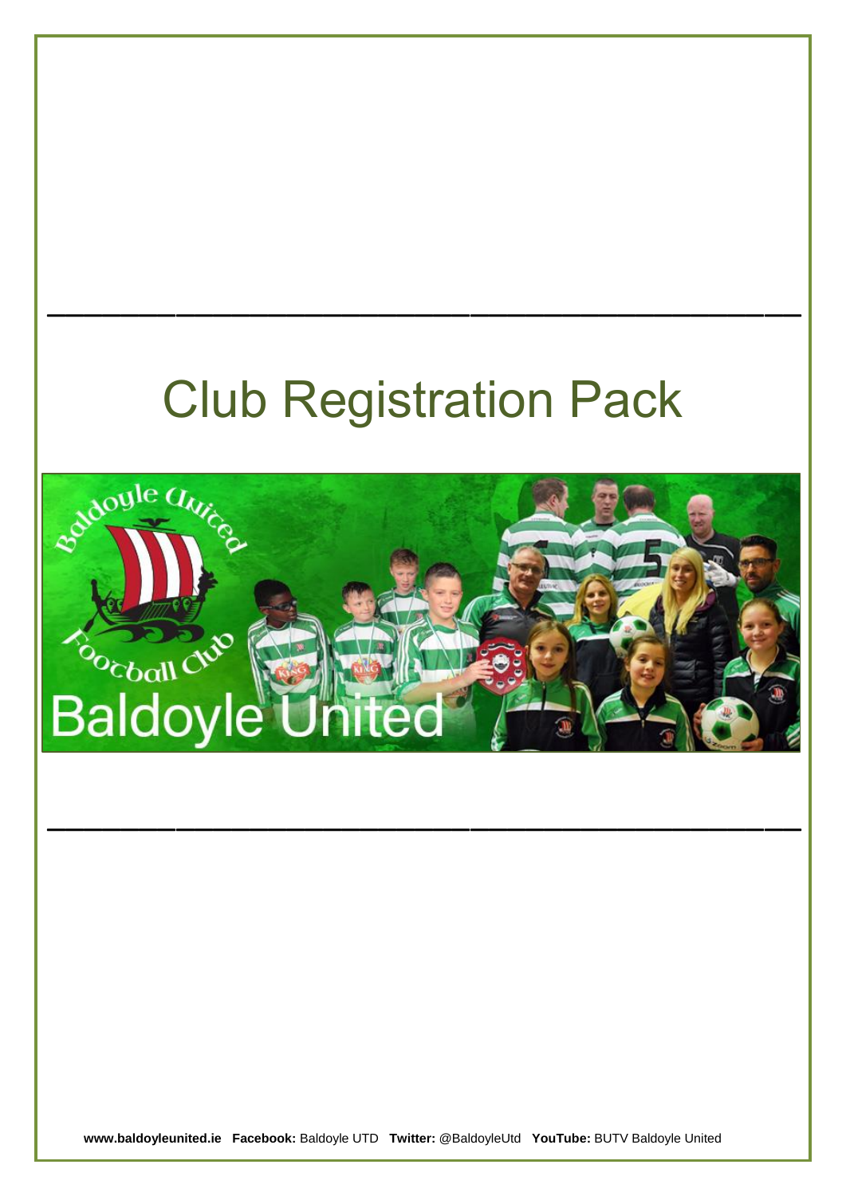# Club Registration Pack

**www.baldoyleunited.ie** **Facebook:** Baldoyle UTD **Twitter:** @BaldoyleUtd **YouTube:** BUTV Baldoyle United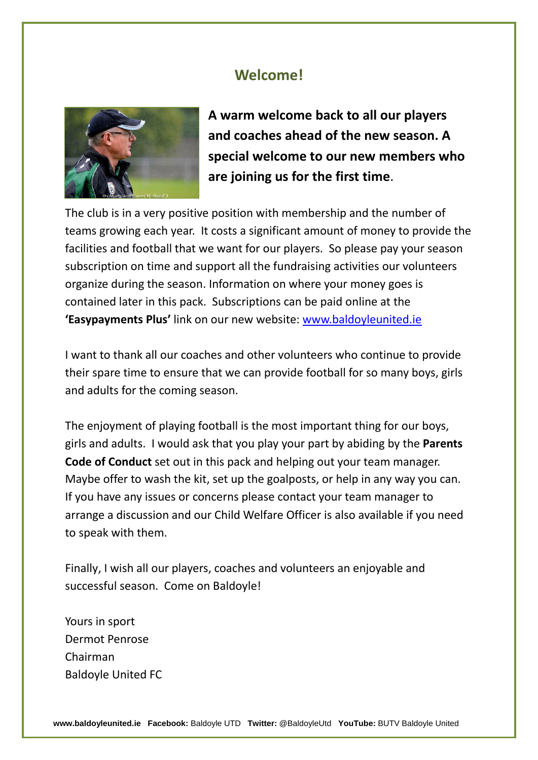## Welcome!

**A warm welcome back to all our players and coaches ahead of the new season. A special welcome to our new members who are joining us for the first time**.

The club is in a very positive position with membership and the number of teams growing each year. It costs a significant amount of money to provide the facilities and football that we want for our players. So please pay your season subscription on time and support all the fundraising activities our volunteers organize during the season. Information on where your money goes is contained later in this pack. Subscriptions can be paid online at the **'Easypayments Plus'** link on our new website: [www.baldoyleunited.ie](http://www.baldoyleunited.ie)

I want to thank all our coaches and other volunteers who continue to provide their spare time to ensure that we can provide football for so many boys, girls and adults for the coming season.

The enjoyment of playing football is the most important thing for our boys, girls and adults. I would ask that you play your part by abiding by the **Parents Code of Conduct** set out in this pack and helping out your team manager. Maybe offer to wash the kit, set up the goalposts, or help in any way you can. If you have any issues or concerns please contact your team manager to arrange a discussion and our Child Welfare Officer is also available if you need to speak with them.

Finally, I wish all our players, coaches and volunteers an enjoyable and successful season. Come on Baldoyle!

Yours in sport
Dermot Penrose
Chairman
Baldoyle United FC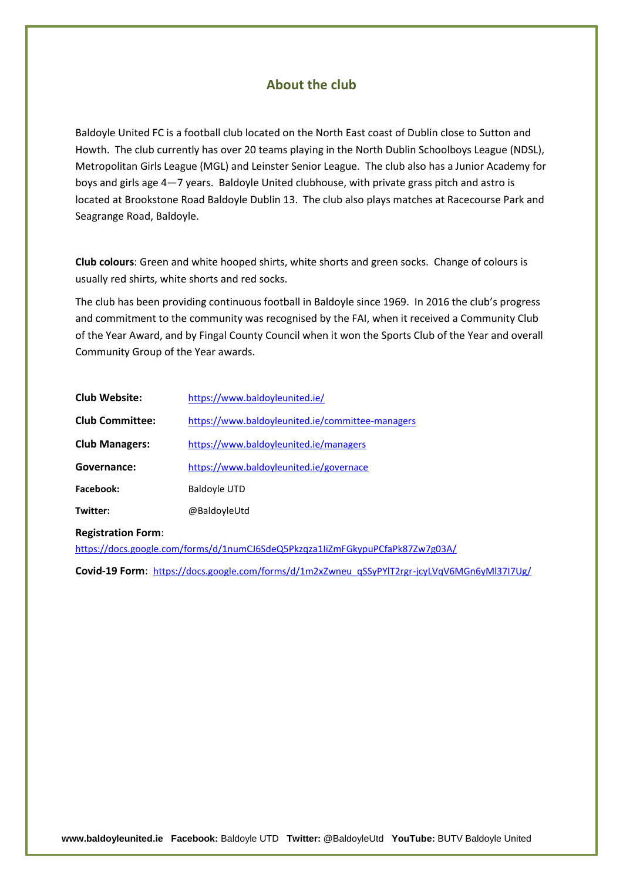## About the club

Baldoyle United FC is a football club located on the North East coast of Dublin close to Sutton and Howth. The club currently has over 20 teams playing in the North Dublin Schoolboys League (NDSL), Metropolitan Girls League (MGL) and Leinster Senior League. The club also has a Junior Academy for boys and girls age 4—7 years. Baldoyle United clubhouse, with private grass pitch and astro is located at Brookstone Road Baldoyle Dublin 13. The club also plays matches at Racecourse Park and Seagrange Road, Baldoyle.

**Club colours**: Green and white hooped shirts, white shorts and green socks. Change of colours is usually red shirts, white shorts and red socks.

The club has been providing continuous football in Baldoyle since 1969. In 2016 the club's progress and commitment to the community was recognised by the FAI, when it received a Community Club of the Year Award, and by Fingal County Council when it won the Sports Club of the Year and overall Community Group of the Year awards.

**Club Website:** https://www.baldoyleunited.ie/

**Club Committee:** https://www.baldoyleunited.ie/committee-managers

**Club Managers:** https://www.baldoyleunited.ie/managers

**Governance:** https://www.baldoyleunited.ie/governace

**Facebook:** Baldoyle UTD

**Twitter:** @BaldoyleUtd

**Registration Form**:
https://docs.google.com/forms/d/1numCJ6SdeQ5Pkzqza1IiZmFGkypuPCfaPk87Zw7g03A/

**Covid-19 Form**: https://docs.google.com/forms/d/1m2xZwneu_qSSyPYlT2rgr-jcyLVqV6MGn6yMl37I7Ug/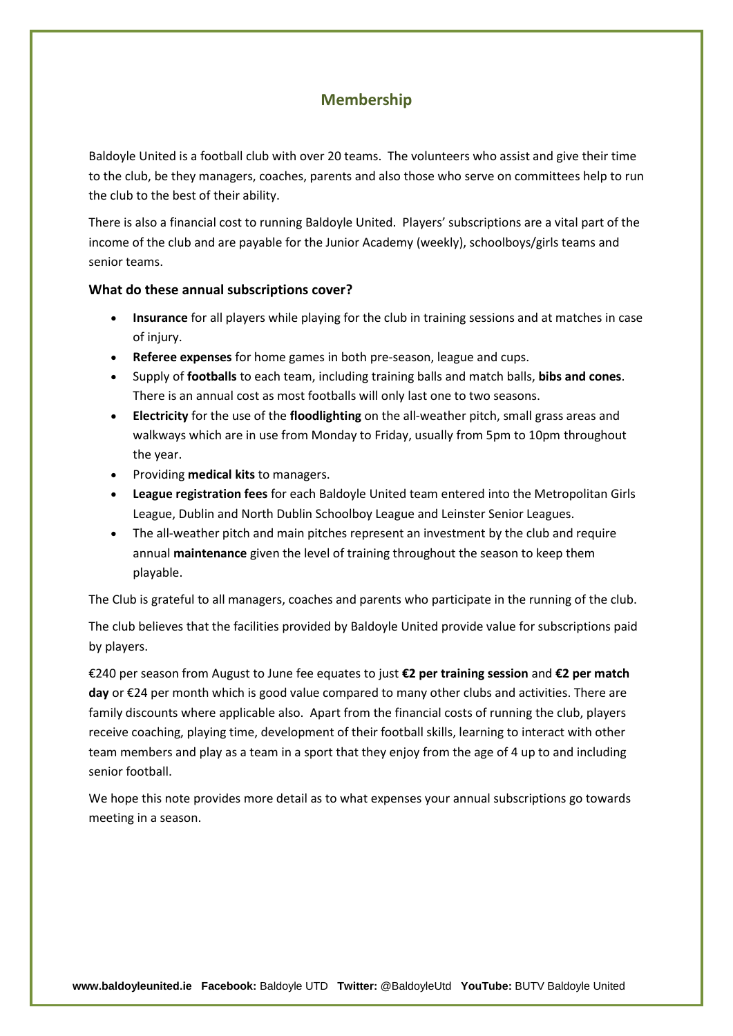## Membership

Baldoyle United is a football club with over 20 teams.  The volunteers who assist and give their time to the club, be they managers, coaches, parents and also those who serve on committees help to run the club to the best of their ability.

There is also a financial cost to running Baldoyle United.  Players' subscriptions are a vital part of the income of the club and are payable for the Junior Academy (weekly), schoolboys/girls teams and senior teams.

### What do these annual subscriptions cover?

- **Insurance** for all players while playing for the club in training sessions and at matches in case of injury.
- **Referee expenses** for home games in both pre-season, league and cups.
- Supply of **footballs** to each team, including training balls and match balls, **bibs and cones**. There is an annual cost as most footballs will only last one to two seasons.
- **Electricity** for the use of the **floodlighting** on the all-weather pitch, small grass areas and walkways which are in use from Monday to Friday, usually from 5pm to 10pm throughout the year.
- Providing **medical kits** to managers.
- **League registration fees** for each Baldoyle United team entered into the Metropolitan Girls League, Dublin and North Dublin Schoolboy League and Leinster Senior Leagues.
- The all-weather pitch and main pitches represent an investment by the club and require annual **maintenance** given the level of training throughout the season to keep them playable.

The Club is grateful to all managers, coaches and parents who participate in the running of the club.

The club believes that the facilities provided by Baldoyle United provide value for subscriptions paid by players.

€240 per season from August to June fee equates to just **€2 per training session** and **€2 per match day** or €24 per month which is good value compared to many other clubs and activities. There are family discounts where applicable also.  Apart from the financial costs of running the club, players receive coaching, playing time, development of their football skills, learning to interact with other team members and play as a team in a sport that they enjoy from the age of 4 up to and including senior football.

We hope this note provides more detail as to what expenses your annual subscriptions go towards meeting in a season.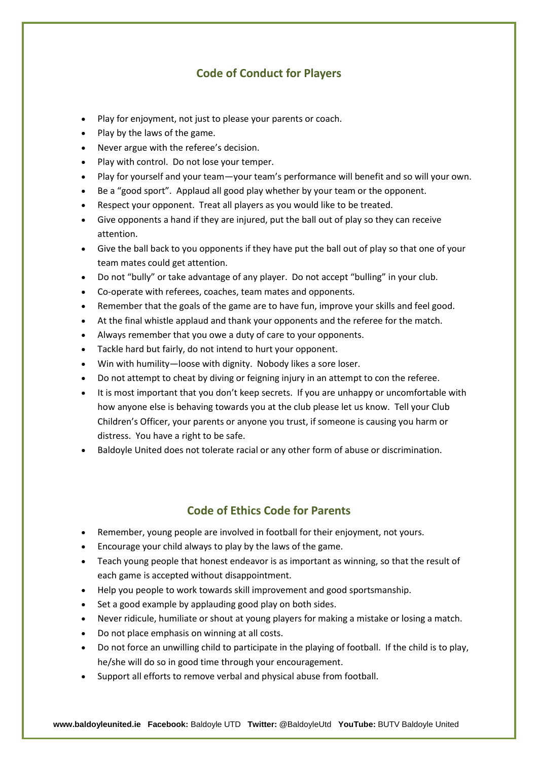## Code of Conduct for Players

- Play for enjoyment, not just to please your parents or coach.
- Play by the laws of the game.
- Never argue with the referee's decision.
- Play with control. Do not lose your temper.
- Play for yourself and your team—your team's performance will benefit and so will your own.
- Be a "good sport". Applaud all good play whether by your team or the opponent.
- Respect your opponent. Treat all players as you would like to be treated.
- Give opponents a hand if they are injured, put the ball out of play so they can receive attention.
- Give the ball back to you opponents if they have put the ball out of play so that one of your team mates could get attention.
- Do not "bully" or take advantage of any player. Do not accept "bulling" in your club.
- Co-operate with referees, coaches, team mates and opponents.
- Remember that the goals of the game are to have fun, improve your skills and feel good.
- At the final whistle applaud and thank your opponents and the referee for the match.
- Always remember that you owe a duty of care to your opponents.
- Tackle hard but fairly, do not intend to hurt your opponent.
- Win with humility—loose with dignity. Nobody likes a sore loser.
- Do not attempt to cheat by diving or feigning injury in an attempt to con the referee.
- It is most important that you don't keep secrets. If you are unhappy or uncomfortable with how anyone else is behaving towards you at the club please let us know. Tell your Club Children's Officer, your parents or anyone you trust, if someone is causing you harm or distress. You have a right to be safe.
- Baldoyle United does not tolerate racial or any other form of abuse or discrimination.

## Code of Ethics Code for Parents

- Remember, young people are involved in football for their enjoyment, not yours.
- Encourage your child always to play by the laws of the game.
- Teach young people that honest endeavor is as important as winning, so that the result of each game is accepted without disappointment.
- Help you people to work towards skill improvement and good sportsmanship.
- Set a good example by applauding good play on both sides.
- Never ridicule, humiliate or shout at young players for making a mistake or losing a match.
- Do not place emphasis on winning at all costs.
- Do not force an unwilling child to participate in the playing of football. If the child is to play, he/she will do so in good time through your encouragement.
- Support all efforts to remove verbal and physical abuse from football.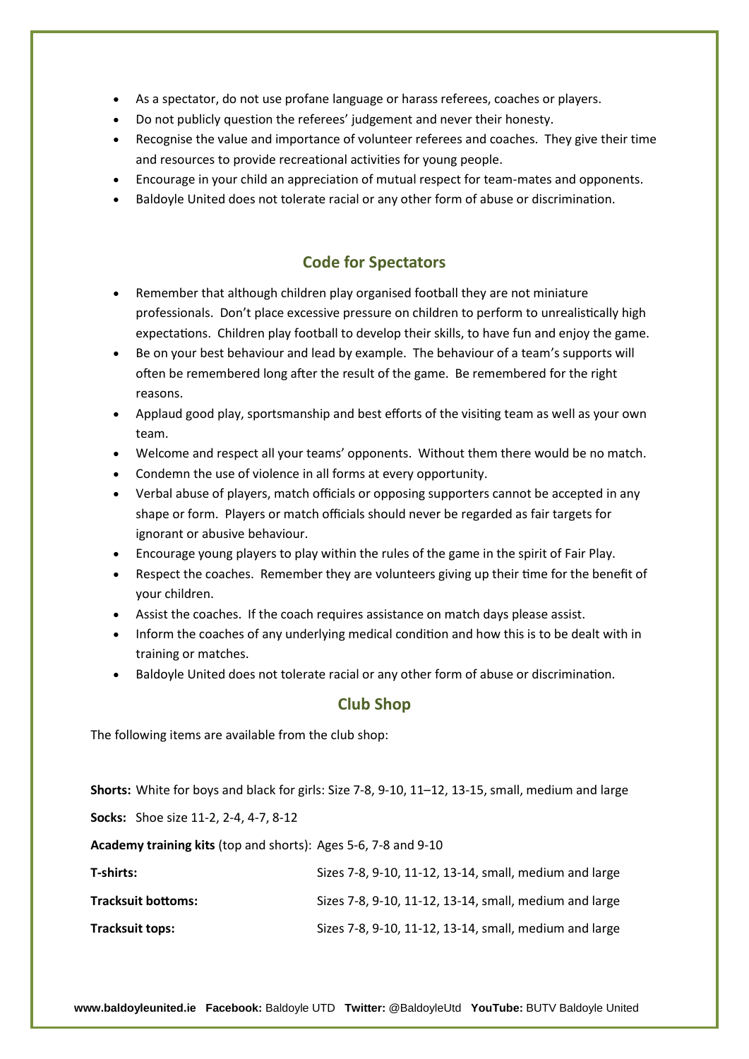- As a spectator, do not use profane language or harass referees, coaches or players.
- Do not publicly question the referees' judgement and never their honesty.
- Recognise the value and importance of volunteer referees and coaches. They give their time and resources to provide recreational activities for young people.
- Encourage in your child an appreciation of mutual respect for team-mates and opponents.
- Baldoyle United does not tolerate racial or any other form of abuse or discrimination.

## Code for Spectators

- Remember that although children play organised football they are not miniature professionals. Don't place excessive pressure on children to perform to unrealistically high expectations. Children play football to develop their skills, to have fun and enjoy the game.
- Be on your best behaviour and lead by example. The behaviour of a team's supports will often be remembered long after the result of the game. Be remembered for the right reasons.
- Applaud good play, sportsmanship and best efforts of the visiting team as well as your own team.
- Welcome and respect all your teams' opponents. Without them there would be no match.
- Condemn the use of violence in all forms at every opportunity.
- Verbal abuse of players, match officials or opposing supporters cannot be accepted in any shape or form. Players or match officials should never be regarded as fair targets for ignorant or abusive behaviour.
- Encourage young players to play within the rules of the game in the spirit of Fair Play.
- Respect the coaches. Remember they are volunteers giving up their time for the benefit of your children.
- Assist the coaches. If the coach requires assistance on match days please assist.
- Inform the coaches of any underlying medical condition and how this is to be dealt with in training or matches.
- Baldoyle United does not tolerate racial or any other form of abuse or discrimination.

## Club Shop

The following items are available from the club shop:

**Shorts:** White for boys and black for girls: Size 7-8, 9-10, 11–12, 13-15, small, medium and large

**Socks:** Shoe size 11-2, 2-4, 4-7, 8-12

**Academy training kits** (top and shorts): Ages 5-6, 7-8 and 9-10

**T-shirts:** Sizes 7-8, 9-10, 11-12, 13-14, small, medium and large

**Tracksuit bottoms:** Sizes 7-8, 9-10, 11-12, 13-14, small, medium and large

**Tracksuit tops:** Sizes 7-8, 9-10, 11-12, 13-14, small, medium and large